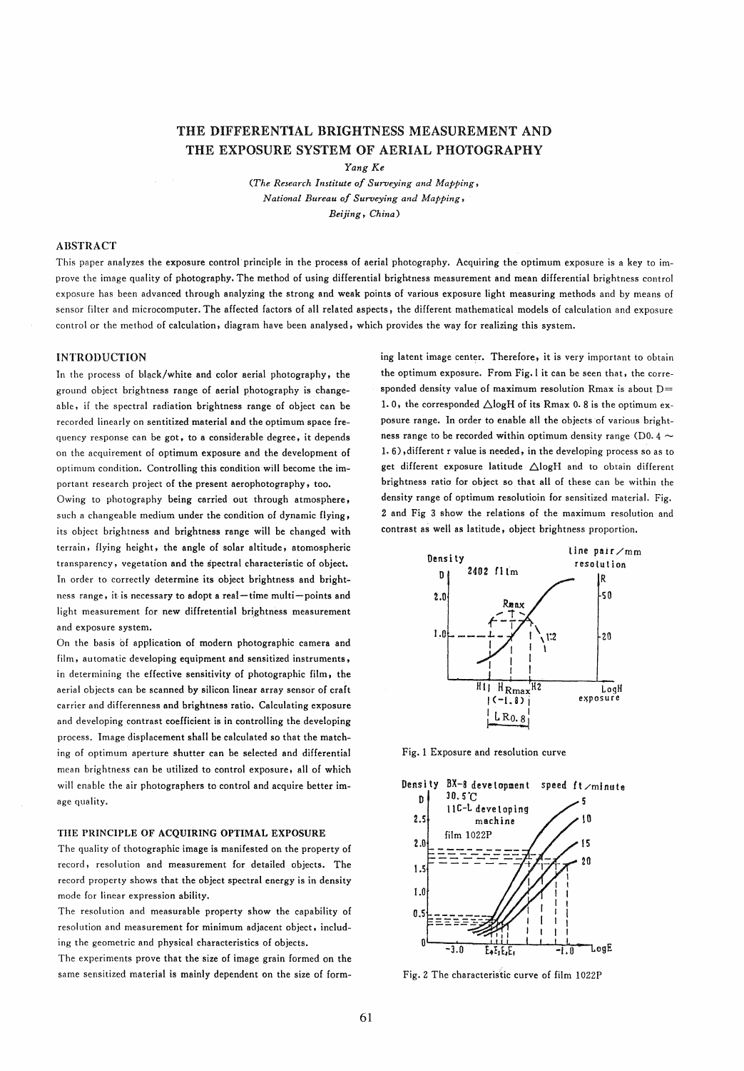# THE DIFFERENTIAL BRIGHTNESS MEASUREMENT AND THE EXPOSURE SYSTEM OF AERIAL PHOTOGRAPHY

*Yang Ke*

*(The Research Institute of Surveying and Mapping, National Bureau of Surveying and Mapping, Beijing, China)*

## ABSTRACT

This paper analyzes the exposure control principle in the process of aerial photography. Acquiring the optimum exposure is a key to improve the image quality of photography. The method of using differential brightness measurement and mean differential brightness control exposure has been advanced through analyzing the strong and weak points of various exposure light measuring methods and by means of sensor filter and microcomputer. The affected factors of all related aspects, the different mathematical models of calculation and exposure control or the method of calculation, diagram have been analysed, which provides the way for realizing this system.

## INTRODUCTION

In the process of black/white and color aerial photography, the ground object brightness range of aerial photography is changeable, if the spectral radiation brightness range of object can be recorded linearly on sentitized material and the optimum space frequency response can be got, to a considerable degree, it depends on the acquirement of optimum exposure and the development of optimum condition. Controlling this condition will become the important research project of the present aerophotography, too.

Owing to photography being carried out through atmosphere, such a changeable medium under the condition of dynamic flying, its object brightness and brightness range will be changed with terrain, flying height, the angle of solar altitude, atomospheric transparency, vegetation and the spectral characteristic of object. In order to correctly determine its object brightness and brightness range, it is necessary to adopt a real—time multi—points and light measurement for new diffretential brightness measurement and exposure system.

On the basis of application of modern photographic camera and film, automatic developing equipment and sensitized instruments, in determining the effective sensitivity of photographic film, the aerial objects can be scanned by silicon linear array sensor of craft carrier and differenness and brightness ratio. Calculating exposure and developing contrast coefficient is in controlling the developing process. Image displacement shall be calculated so that the matching of optimum aperture shutter can be selected and differential mean brightness can be utilized to control exposure, all of which will enable the air photographers to control and acquire better image quality.

### THE PRINCIPLE OF ACQUIRING OPTIMAL EXPOSURE

The quality of thotographic image is manifested on the property of record, resolution and measurement for detailed objects. The record property shows that the object spectral energy is in density mode for linear expression ability.

The resolution and measurable property show the capability of resolution and measurement for minimum adjacent object, including the geometric and physical characteristics of objects.

The experiments prove that the size of image grain formed on the same sensitized material is mainly dependent on the size of forming latent image center. Therefore, it is very important to obtain the optimum exposure. From Fig. 1 it can be seen that, the corresponded density value of maximum resolution Rmax is about D= 1.0, the corresponded $\triangle$logH of its Rmax 0.8 is the optimum exposure range. In order to enable all the objects of various brightness range to be recorded within optimum density range (D0.4 ~ 1.6), different r value is needed, in the developing process so as to get different exposure latitude $\triangle$logH and to obtain different brightness ratio for object so that all of these can be within the density range of optimum resolutioin for sensitized material. Fig. 2 and Fig 3 show the relations of the maximum resolution and contrast as well as latitude, object brightness proportion.

Fig. 1 Exposure and resolution curve

Fig. 2 The characteristic curve of film 1022P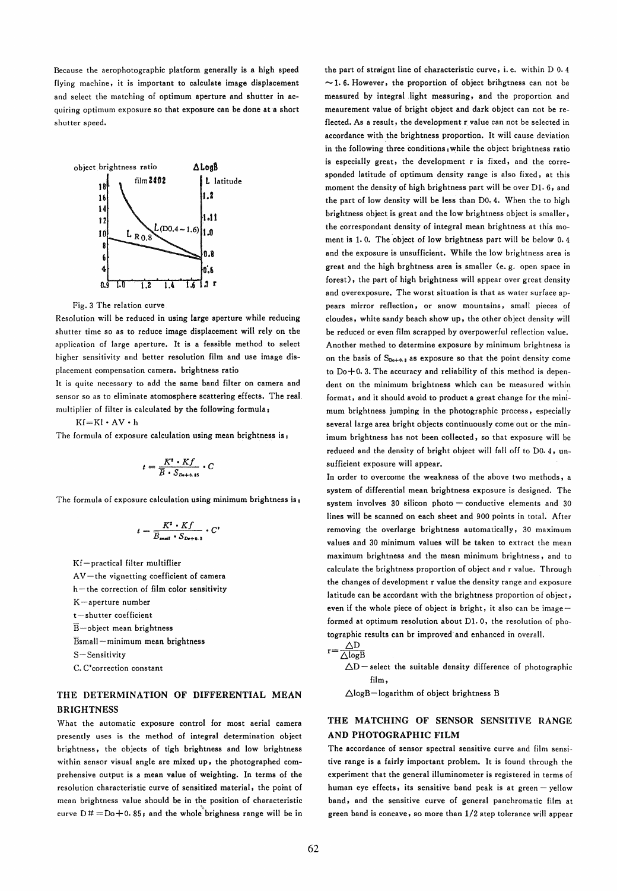Because the aerophotographic platform generally is a high speed flying machine, it is important to calculate image displacement and select the matching of optimum aperture and shutter in acquiring optimum exposure so that exposure can be done at a short shutter speed.

Fig. 3 The relation curve

Resolution will be reduced in using large aperture while reducing shutter time so as to reduce image displacement will rely on the application of large aperture. It is a feasible method to select higher sensitivity and better resolution film and use image displacement compensation camera. brightness ratio

It is quite necessary to add the same band filter on camera and sensor so as to eliminate atomosphere scattering effects. The real multiplier of filter is calculated by the following formula:

$$Kf = Kl \cdot AV \cdot h$$

The formula of exposure calculation using mean brightness is:

$$t = \frac{K^2 \cdot Kf}{\bar{B} \cdot S_{Do+0.85}} \cdot C$$

The formula of exposure calculation using minimum brightness is:

$$t = \frac{K^2 \cdot Kf}{\bar{B}_{small} \cdot S_{Do+0.3}} \cdot C'$$

Kf—practical filter multiflier

AV—the vignetting coefficient of camera

h—the correction of film color sensitivity

K—aperture number

t—shutter coefficient

$\bar{B}$—object mean brightness

$\bar{B}$small—minimum mean brightness

S—Sensitivity

C, C'correction constant

## THE DETERMINATION OF DIFFERENTIAL MEAN BRIGHTNESS

What the automatic exposure control for most aerial camera presently uses is the method of integral determination object brightness, the objects of tigh brightness and low brightness within sensor visual angle are mixed up, the photographed comprehensive output is a mean value of weighting. In terms of the resolution characteristic curve of sensitized material, the point of mean brightness value should be in the position of characteristic curve D# = Do + 0.85; and the whole brighness range will be in the part of straight line of characteristic curve, i.e. within D 0.4 ~1.6. However, the proportion of object brihgtness can not be measured by integral light measuring, and the proportion and meaurement value of bright object and dark object can not be reflected. As a result, the development r value can not be selected in accordance with the brightness proportion. It will cause deviation in the following three conditions; while the object brightness ratio is especially great, the development r is fixed, and the corresponded latitude of optimum density range is also fixed, at this moment the density of high brightness part will be over D1.6, and the part of low density will be less than D0.4. When the to high brightness object is great and the low brightness object is smaller, the correspondant density of integral mean brightness at this moment is 1.0. The object of low brightness part will be below 0.4 and the exposure is unsufficient. While the low brightness area is great and the high brghtness area is smaller (e.g. open space in forest), the part of high brightness will appear over great density and overexposure. The worst situation is that as water surface appears mirror reflection, or snow mountains, small pieces of cloudes, white sandy beach show up, the other object density will be reduced or even film scrapped by overpowerful reflection value. Another methed to determine exposure by minimum brightness is on the basis of $S_{Do+0.3}$ as exposure so that the point density come to Do+0.3. The accuracy and reliability of this method is dependent on the minimum brightness which can be measured within format, and it should avoid to product a great change for the minimum brightness jumping in the photographic process, especially several large area bright objects continuously come out or the minimum brightness has not been collected, so that exposure will be reduced and the density of bright object will fall off to D0.4, unsufficient exposure will appear.

In order to overcome the weakness of the above two methods, a system of differential mean brightness exposure is designed. The system involves 30 silicon photo — conductive elements and 30 lines will be scanned on each sheet and 900 points in total. After removing the overlarge brightness automatically, 30 maximum values and 30 minimum values will be taken to extract the mean maximum brightness and the mean minimum brightness, and to calculate the brightness proportion of object and r value. Through the changes of development r value the density range and exposure latitude can be accordant with the brightness proportion of object, even if the whole piece of object is bright, it also can be image-formed at optimum resolution about D1.0, the resolution of photographic results can br improved and enhanced in overall.

$$r = \frac{\Delta D}{\Delta \log \bar{B}}$$

$\Delta D$ — select the suitable density difference of photographic film,

$\Delta \log B$—logarithm of object brightness B

## THE MATCHING OF SENSOR SENSITIVE RANGE AND PHOTOGRAPHIC FILM

The accordance of sensor spectral sensitive curve and film sensitive range is a fairly important problem. It is found through the experiment that the general illuminometer is registered in terms of human eye effects, its sensitive band peak is at green — yellow band, and the sensitive curve of general panchromatic film at green band is concave, so more than 1/2 step tolerance will appear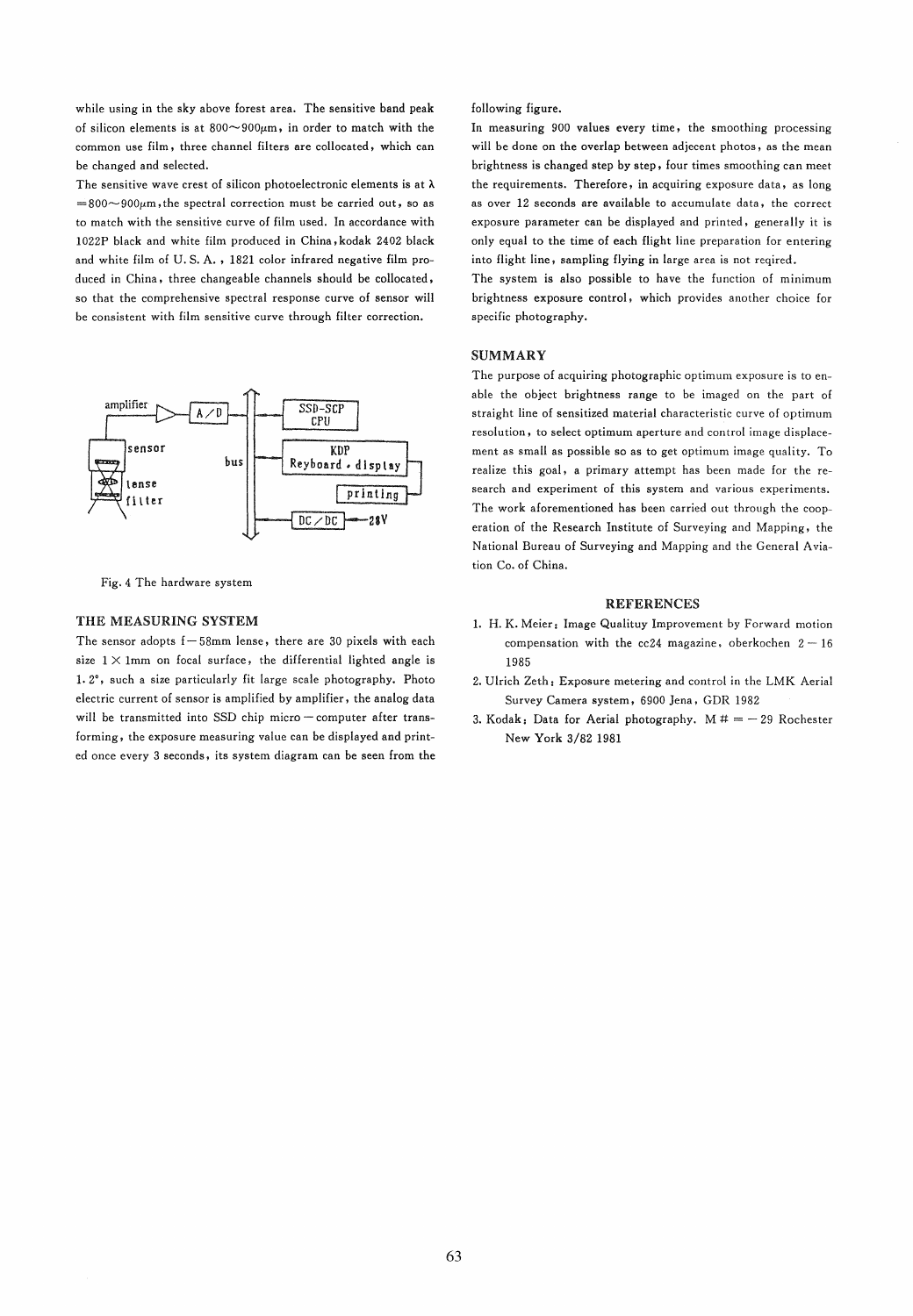while using in the sky above forest area. The sensitive band peak of silicon elements is at 800～900μm, in order to match with the common use film, three channel filters are collocated, which can be changed and selected.

The sensitive wave crest of silicon photoelectronic elements is at $\lambda$ =800～900μm, the spectral correction must be carried out, so as to match with the sensitive curve of film used. In accordance with 1022P black and white film produced in China, kodak 2402 black and white film of U. S. A., 1821 color infrared negative film produced in China, three changeable channels should be collocated, so that the comprehensive spectral response curve of sensor will be consistent with film sensitive curve through filter correction.

amplifier

A/D

SSD-SCP CPU

sensor

bus

KDP Reyboard • display

lense

filter

printing

DC/DC

28V

Fig. 4 The hardware system

## THE MEASURING SYSTEM

The sensor adopts f—58mm lense, there are 30 pixels with each size 1×1mm on focal surface, the differential lighted angle is 1.2°, such a size particularly fit large scale photography. Photo electric current of sensor is amplified by amplifier, the analog data will be transmitted into SSD chip micro—computer after transforming, the exposure measuring value can be displayed and printed once every 3 seconds, its system diagram can be seen from the following figure.

In measuring 900 values every time, the smoothing processing will be done on the overlap between adjecent photos, as the mean brightness is changed step by step, four times smoothing can meet the requirements. Therefore, in acquiring exposure data, as long as over 12 seconds are available to accumulate data, the correct exposure parameter can be displayed and printed, generally it is only equal to the time of each flight line preparation for entering into flight line, sampling flying in large area is not reqired.

The system is also possible to have the function of minimum brightness exposure control, which provides another choice for specific photography.

## SUMMARY

The purpose of acquiring photographic optimum exposure is to enable the object brightness range to be imaged on the part of straight line of sensitized material characteristic curve of optimum resolution, to select optimum aperture and control image displacement as small as possible so as to get optimum image quality. To realize this goal, a primary attempt has been made for the research and experiment of this system and various experiments. The work aforementioned has been carried out through the cooperation of the Research Institute of Surveying and Mapping, the National Bureau of Surveying and Mapping and the General Aviation Co. of China.

## REFERENCES

1. H. K. Meier; Image Qualituy Improvement by Forward motion compensation with the cc24 magazine, oberkochen 2—16 1985
2. Ulrich Zeth; Exposure metering and control in the LMK Aerial Survey Camera system, 6900 Jena, GDR 1982
3. Kodak; Data for Aerial photography. M # =—29 Rochester New York 3/82 1981